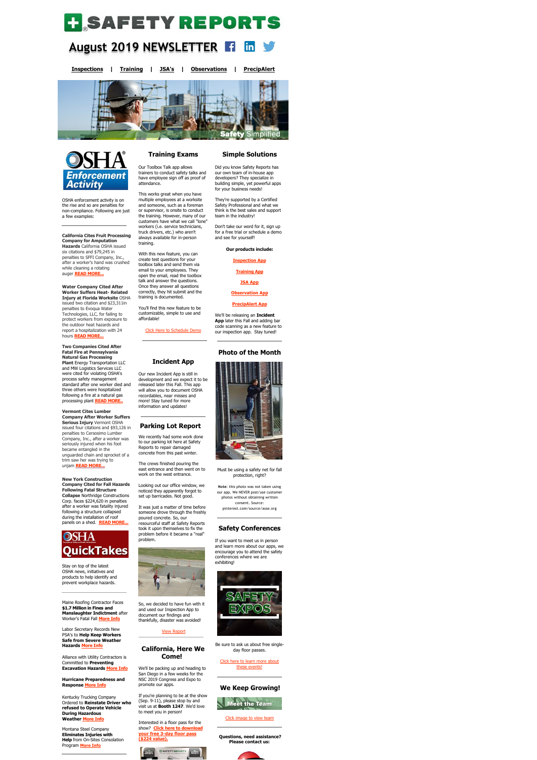# SAFETY REPORTS

## August 2019 NEWSLETTER

**Inspections** | **Training** | **JSA's** | **Observations** | **PrecipAlert**

Safety Simplified

## OSHA Enforcement Activity

OSHA enforcement activity is on the rise and so are penalties for non-compliance. Following are just a few examples:

**California Cites Fruit Processing Company for Amputation Hazards** California OSHA issued six citations and $79,245 in penalties to SFFI Company, Inc., after a worker's hand was crushed while cleaning a rotating auger READ MORE...

**Water Company Cited After Worker Suffers Heat- Related Injury at Florida Worksite** OSHA issued two citation and $23,311in penalties to Evoqua Water Technologies, LLC, for failing to protect workers from exposure to the outdoor heat hazards and report a hospitalization with 24 hours READ MORE...

**Two Companies Cited After Fatal Fire at Pennsylvania Natural Gas Processing Plant** Energy Transportation LLC and MW Logistics Services LLC were cited for violating OSHA's process safety management standard after one worker died and three others were hospitalized following a fire at a natural gas processing plant READ MORE..

**Vermont Cites Lumber Company After Worker Suffers Serious Injury** Vermont OSHA issued four citations and $93,126 in penalties to Cersosimo Lumber Company, Inc., after a worker was seriously injured when his foot became entangled in the unguarded chain and sprocket of a trim saw her was trying to unjam READ MORE...

**New York Construction Company Cited for Fall Hazards Following Fatal Structure Collapse** Northridge Constructions Corp. faces $224,620 in penalties after a worker was fatality injured following a structure collapsed during the installation of roof panels on a shed. READ MORE...

## OSHA QuickTakes

Stay on top of the latest OSHA news, initiatives and products to help identify and prevent workplace hazards.

Maine Roofing Contractor Faces **$1.7 Million in Fines and Manslaughter Indictment** after Worker's Fatal Fall More Info

Labor Secretary Records New PSA's to **Help Keep Workers Safe from Severe Weather Hazards** More Info

Alliance with Utility Contractors is Committed to **Preventing Excavation Hazards** More Info

**Hurricane Preparedness and Response** More Info

Kentucky Trucking Company Ordered to **Reinstate Driver who refused to Operate Vehicle During Hazardous Weather** More Info

Montana Steel Company **Eliminates Injuries with Help** from On-Sites Consolation Program More Info

## Training Exams

Our Toolbox Talk app allows trainers to conduct safety talks and have employee sign off as proof of attendance.

This works great when you have multiple employees at a worksite and someone, such as a foreman or supervisor, is onsite to conduct the training. However, many of our customers have what we call "lone" workers (i.e. service technicians, truck drivers, etc.) who aren't always available for in-person training.

With this new feature, you can create test questions for your toolbox talks and send them via email to your employees. They open the email, read the toolbox talk and answer the questions. Once they answer all questions correctly, they hit submit and the training is documented.

You'll find this new feature to be customizable, simple to use and affordable!

Click Here to Schedule Demo

## Incident App

Our new Incident App is still in development and we expect it to be released later this Fall. This app will allow you to document OSHA recordables, near misses and more! Stay tuned for more information and updates!

## Parking Lot Report

We recently had some work done to our parking lot here at Safety Reports to repair damaged concrete from this past winter.

The crews finished pouring the east entrance and then went on to work on the west entrance.

Looking out our office window, we noticed they apparently forgot to set up barricades. Not good.

It was just a matter of time before someone drove through the freshly poured concrete. So, our resourceful staff at Safety Reports took it upon themselves to fix the problem before it became a "real" problem.

So, we decided to have fun with it and used our Inspection App to document our findings and thankfully, disaster was avoided!

View Report

## California, Here We Come!

We'll be packing up and heading to San Diego in a few weeks for the NSC 2019 Congress and Expo to promote our apps.

If you're planning to be at the show (Sep. 9-11), please stop by and visit us at **Booth 1247**. We'd love to meet you in person!

Interested in a floor pass for the show? **Click here to download your free 3-day floor pass ($224 value).**

## Simple Solutions

Did you know Safety Reports has our own team of in-house app developers? They specialize in building simple, yet powerful apps for your business needs!

They're supported by a Certified Safety Professional and what we think is the best sales and support team in the industry!

Don't take our word for it, sign up for a free trial or schedule a demo and see for yourself!

**Our products include:**

- Inspection App
- Training App
- JSA App
- Observation App
- PrecipAlert App

We'll be releasing an **Incident App** later this Fall and adding bar code scanning as a new feature to our inspection app. Stay tuned!

## Photo of the Month

Must be using a safety net for fall protection, right?

**Note**: this photo was not taken using our app. We NEVER post/use customer photos without obtaining written consent. Source: pinterest.com/source/asse.org

## Safety Conferences

If you want to meet us in person and learn more about our apps, we encourage you to attend the safety conferences where we are exhibiting!

SAFETY EXPOS

Be sure to ask us about free single-day floor passes.

Click here to learn more about these events!

## We Keep Growing!

Meet the Team

Click image to view team

**Questions, need assistance? Please contact us:**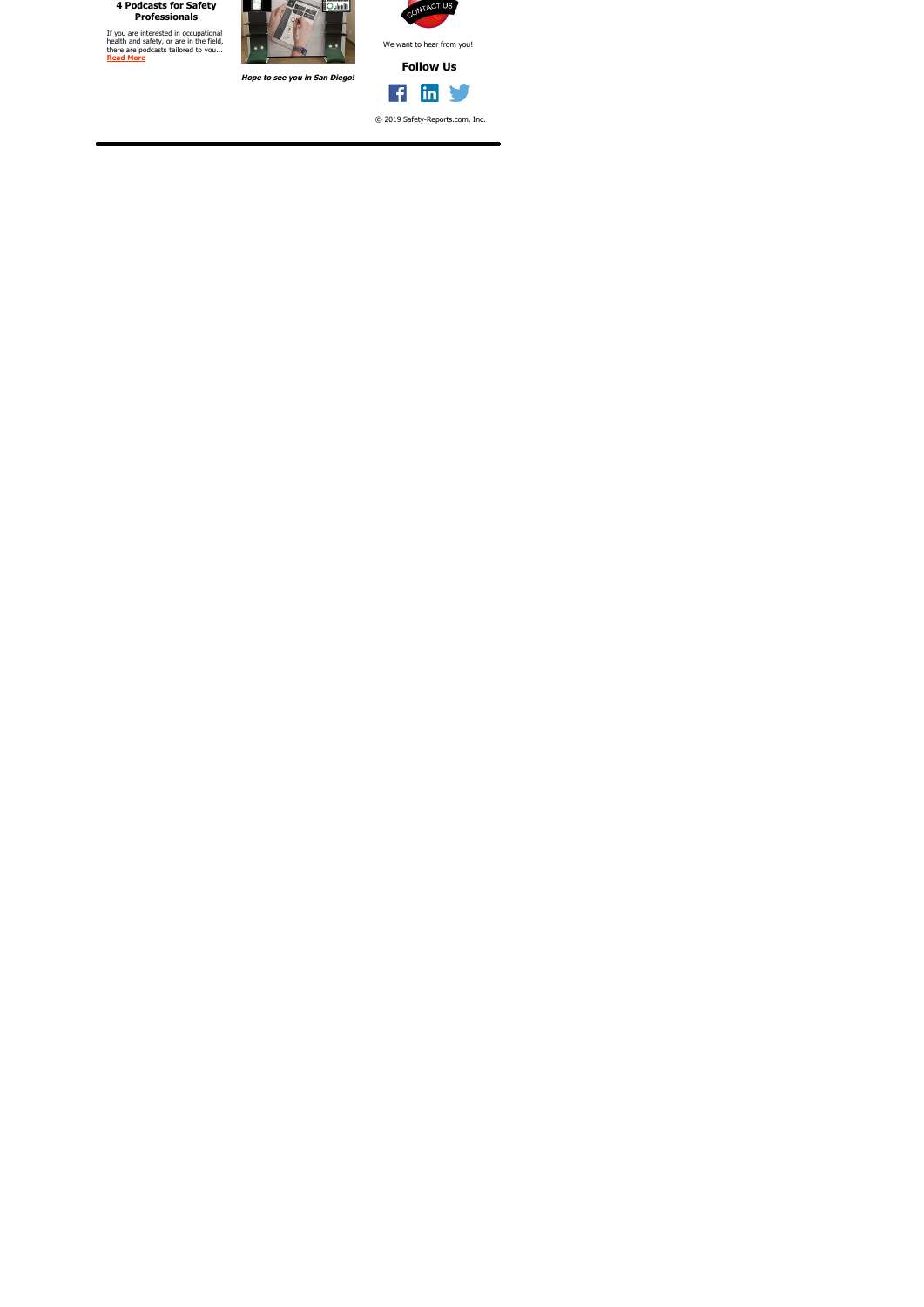**4 Podcasts for Safety Professionals**

If you are interested in occupational health and safety, or are in the field, there are podcasts tailored to you...
**Read More**

***Hope to see you in San Diego!***

We want to hear from you!

**Follow Us**

© 2019 Safety-Reports.com, Inc.